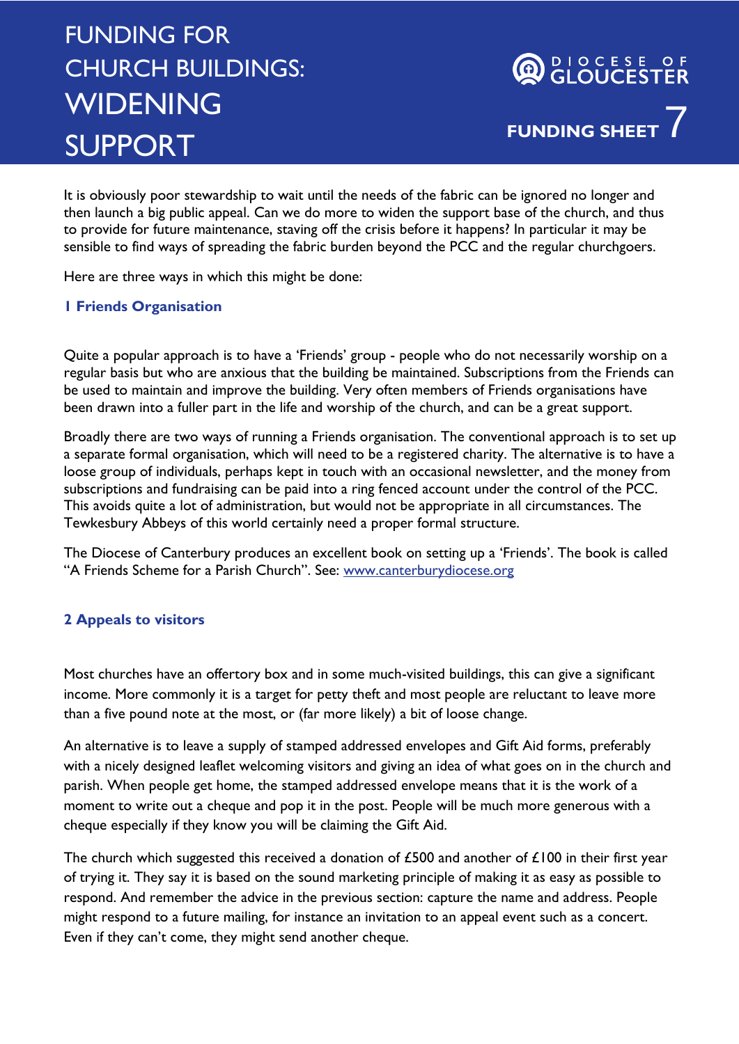# FUNDING FOR CHURCH BUILDINGS: WIDENING SUPPORT

DIOCESE OF GLOUCESTER

**FUNDING SHEET 7**

It is obviously poor stewardship to wait until the needs of the fabric can be ignored no longer and then launch a big public appeal. Can we do more to widen the support base of the church, and thus to provide for future maintenance, staving off the crisis before it happens? In particular it may be sensible to find ways of spreading the fabric burden beyond the PCC and the regular churchgoers.

Here are three ways in which this might be done:

### 1 Friends Organisation

Quite a popular approach is to have a 'Friends' group - people who do not necessarily worship on a regular basis but who are anxious that the building be maintained. Subscriptions from the Friends can be used to maintain and improve the building. Very often members of Friends organisations have been drawn into a fuller part in the life and worship of the church, and can be a great support.

Broadly there are two ways of running a Friends organisation. The conventional approach is to set up a separate formal organisation, which will need to be a registered charity. The alternative is to have a loose group of individuals, perhaps kept in touch with an occasional newsletter, and the money from subscriptions and fundraising can be paid into a ring fenced account under the control of the PCC. This avoids quite a lot of administration, but would not be appropriate in all circumstances. The Tewkesbury Abbeys of this world certainly need a proper formal structure.

The Diocese of Canterbury produces an excellent book on setting up a 'Friends'. The book is called "A Friends Scheme for a Parish Church". See: [www.canterburydiocese.org](http://www.canterburydiocese.org)

### 2 Appeals to visitors

Most churches have an offertory box and in some much-visited buildings, this can give a significant income. More commonly it is a target for petty theft and most people are reluctant to leave more than a five pound note at the most, or (far more likely) a bit of loose change.

An alternative is to leave a supply of stamped addressed envelopes and Gift Aid forms, preferably with a nicely designed leaflet welcoming visitors and giving an idea of what goes on in the church and parish. When people get home, the stamped addressed envelope means that it is the work of a moment to write out a cheque and pop it in the post. People will be much more generous with a cheque especially if they know you will be claiming the Gift Aid.

The church which suggested this received a donation of £500 and another of £100 in their first year of trying it. They say it is based on the sound marketing principle of making it as easy as possible to respond. And remember the advice in the previous section: capture the name and address. People might respond to a future mailing, for instance an invitation to an appeal event such as a concert. Even if they can't come, they might send another cheque.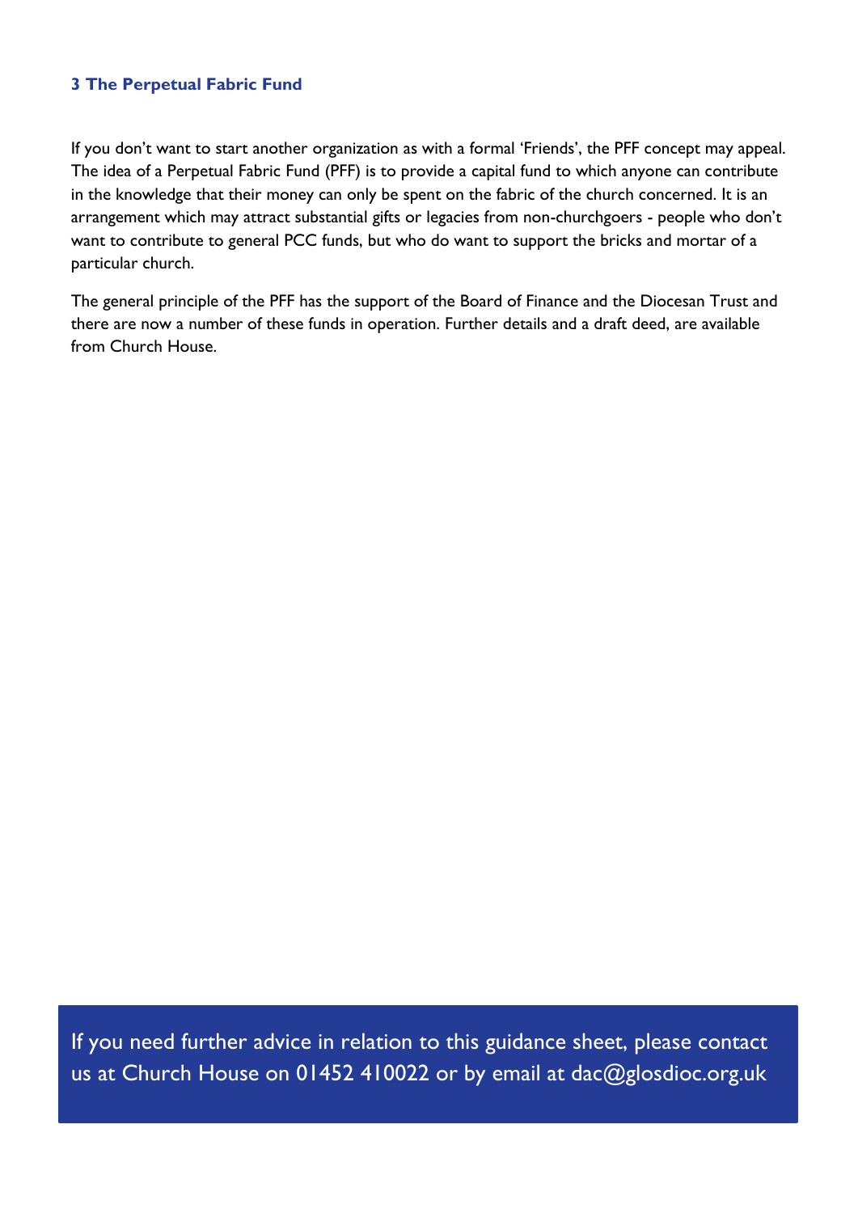### 3 The Perpetual Fabric Fund

If you don't want to start another organization as with a formal 'Friends', the PFF concept may appeal. The idea of a Perpetual Fabric Fund (PFF) is to provide a capital fund to which anyone can contribute in the knowledge that their money can only be spent on the fabric of the church concerned. It is an arrangement which may attract substantial gifts or legacies from non-churchgoers - people who don't want to contribute to general PCC funds, but who do want to support the bricks and mortar of a particular church.

The general principle of the PFF has the support of the Board of Finance and the Diocesan Trust and there are now a number of these funds in operation. Further details and a draft deed, are available from Church House.

If you need further advice in relation to this guidance sheet, please contact us at Church House on 01452 410022 or by email at dac@glosdioc.org.uk